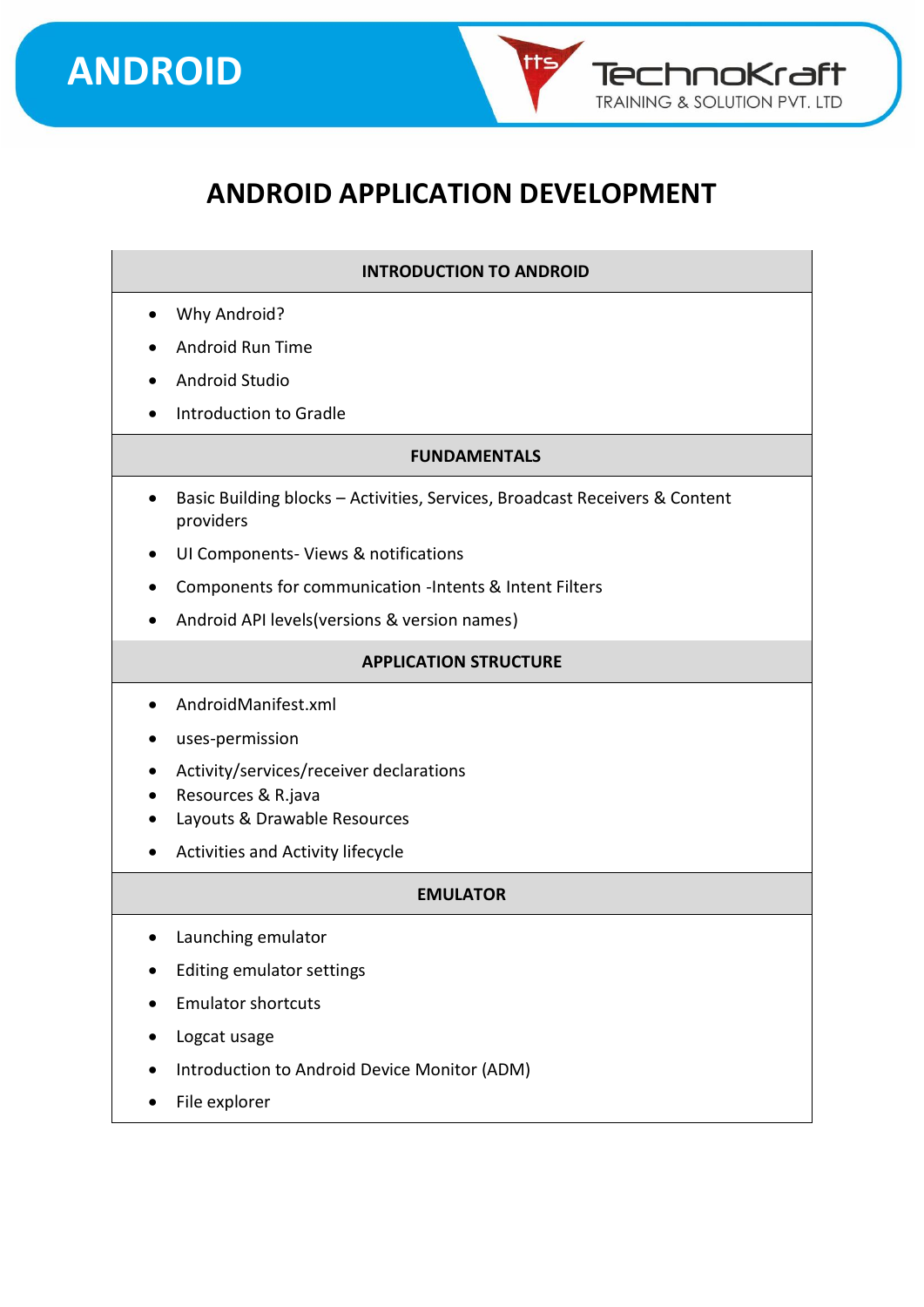# ANDROID

TechnoKraft TRAINING & SOLUTION PVT. LTD

## ANDROID APPLICATION DEVELOPMENT

### INTRODUCTION TO ANDROID

- Why Android?
- Android Run Time
- Android Studio
- Introduction to Gradle

### FUNDAMENTALS

- Basic Building blocks – Activities, Services, Broadcast Receivers & Content providers
- UI Components- Views & notifications
- Components for communication -Intents & Intent Filters
- Android API levels(versions & version names)

### APPLICATION STRUCTURE

- AndroidManifest.xml
- uses-permission
- Activity/services/receiver declarations
- Resources & R.java
- Layouts & Drawable Resources
- Activities and Activity lifecycle

### EMULATOR

- Launching emulator
- Editing emulator settings
- Emulator shortcuts
- Logcat usage
- Introduction to Android Device Monitor (ADM)
- File explorer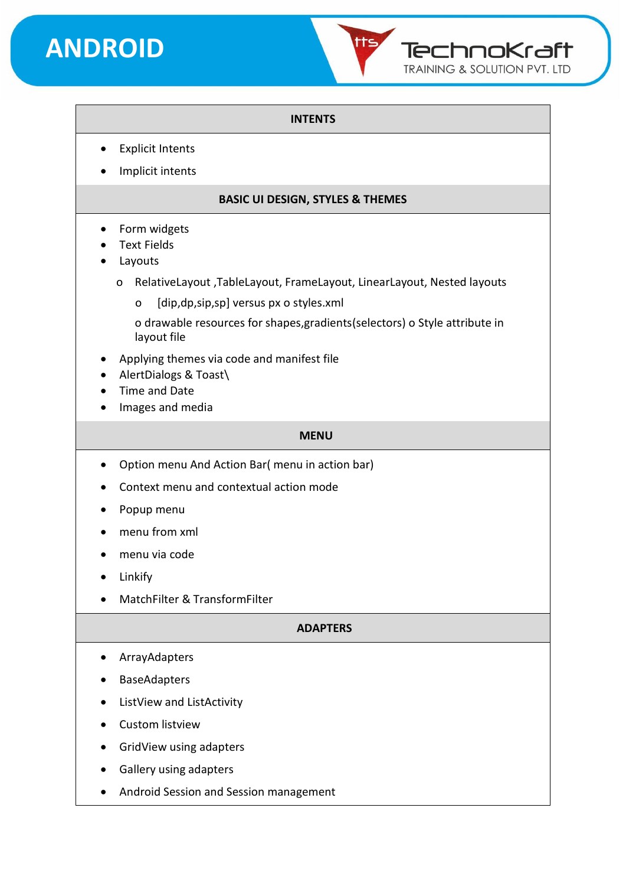# ANDROID

## INTENTS

- Explicit Intents
- Implicit intents

## BASIC UI DESIGN, STYLES & THEMES

- Form widgets
- Text Fields
- Layouts
  - RelativeLayout ,TableLayout, FrameLayout, LinearLayout, Nested layouts
    - [dip,dp,sip,sp] versus px o styles.xml

  o drawable resources for shapes,gradients(selectors) o Style attribute in layout file
- Applying themes via code and manifest file
- AlertDialogs & Toast\
- Time and Date
- Images and media

## MENU

- Option menu And Action Bar( menu in action bar)
- Context menu and contextual action mode
- Popup menu
- menu from xml
- menu via code
- Linkify
- MatchFilter & TransformFilter

## ADAPTERS

- ArrayAdapters
- BaseAdapters
- ListView and ListActivity
- Custom listview
- GridView using adapters
- Gallery using adapters
- Android Session and Session management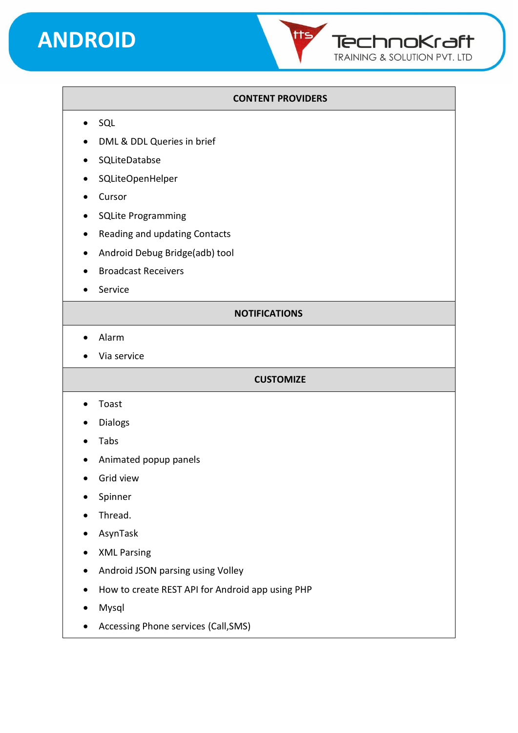## CONTENT PROVIDERS

- SQL
- DML & DDL Queries in brief
- SQLiteDatabse
- SQLiteOpenHelper
- Cursor
- SQLite Programming
- Reading and updating Contacts
- Android Debug Bridge(adb) tool
- Broadcast Receivers
- Service

## NOTIFICATIONS

- Alarm
- Via service

## CUSTOMIZE

- Toast
- Dialogs
- Tabs
- Animated popup panels
- Grid view
- Spinner
- Thread.
- AsynTask
- XML Parsing
- Android JSON parsing using Volley
- How to create REST API for Android app using PHP
- Mysql
- Accessing Phone services (Call,SMS)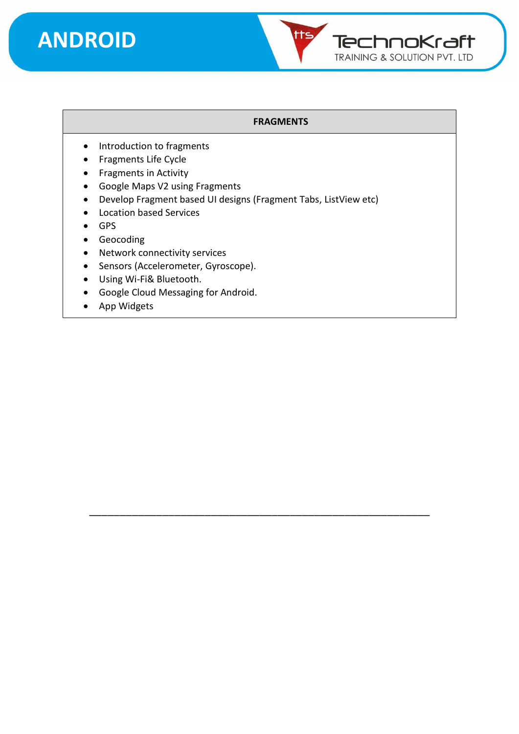## FRAGMENTS

- Introduction to fragments
- Fragments Life Cycle
- Fragments in Activity
- Google Maps V2 using Fragments
- Develop Fragment based UI designs (Fragment Tabs, ListView etc)
- Location based Services
- GPS
- Geocoding
- Network connectivity services
- Sensors (Accelerometer, Gyroscope).
- Using Wi-Fi& Bluetooth.
- Google Cloud Messaging for Android.
- App Widgets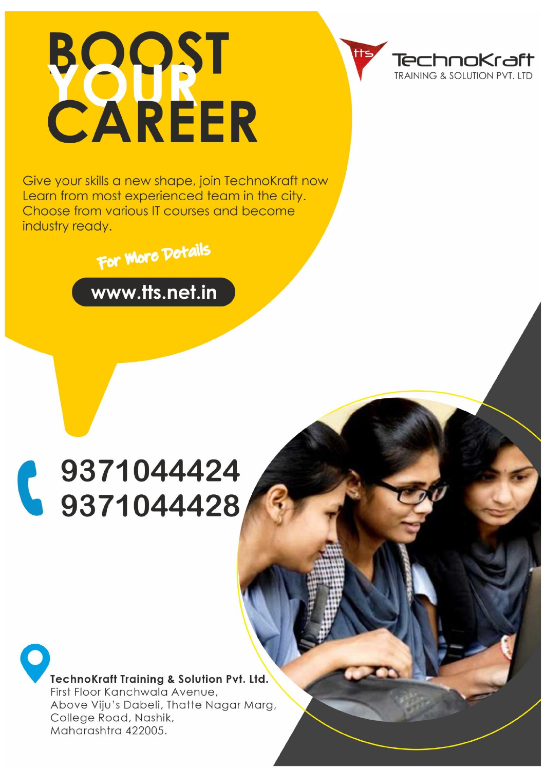TechnoKraft
TRAINING & SOLUTION PVT. LTD

# BOOST YOUR CAREER

Give your skills a new shape, join TechnoKraft now
Learn from most experienced team in the city.
Choose from various IT courses and become
industry ready.

For More Details

**www.tts.net.in**

**9371044424**
**9371044428**

**TechnoKraft Training & Solution Pvt. Ltd.**
First Floor Kanchwala Avenue,
Above Viju's Dabeli, Thatte Nagar Marg,
College Road, Nashik,
Maharashtra 422005.